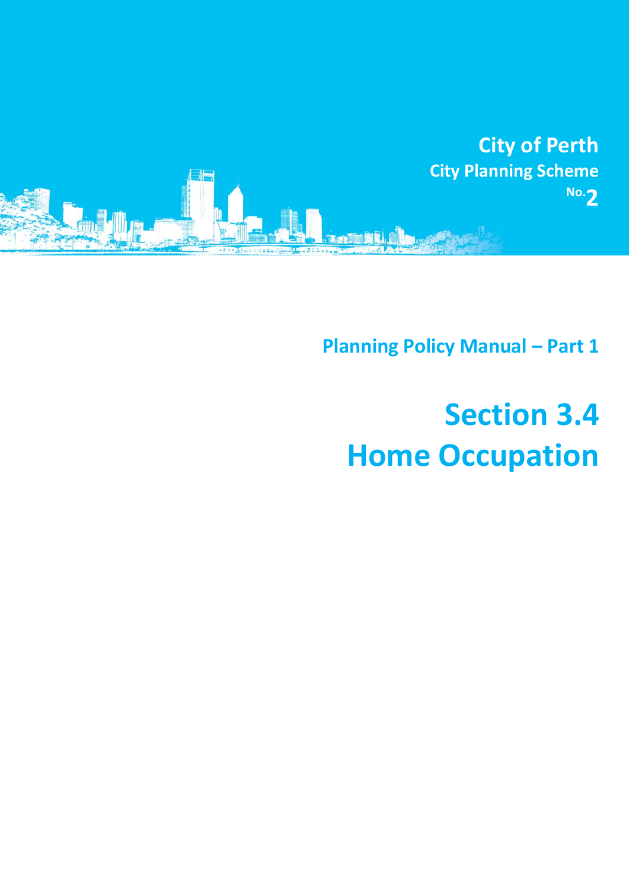**City of Perth**

**City Planning Scheme No. 2**

## Planning Policy Manual – Part 1

# Section 3.4 Home Occupation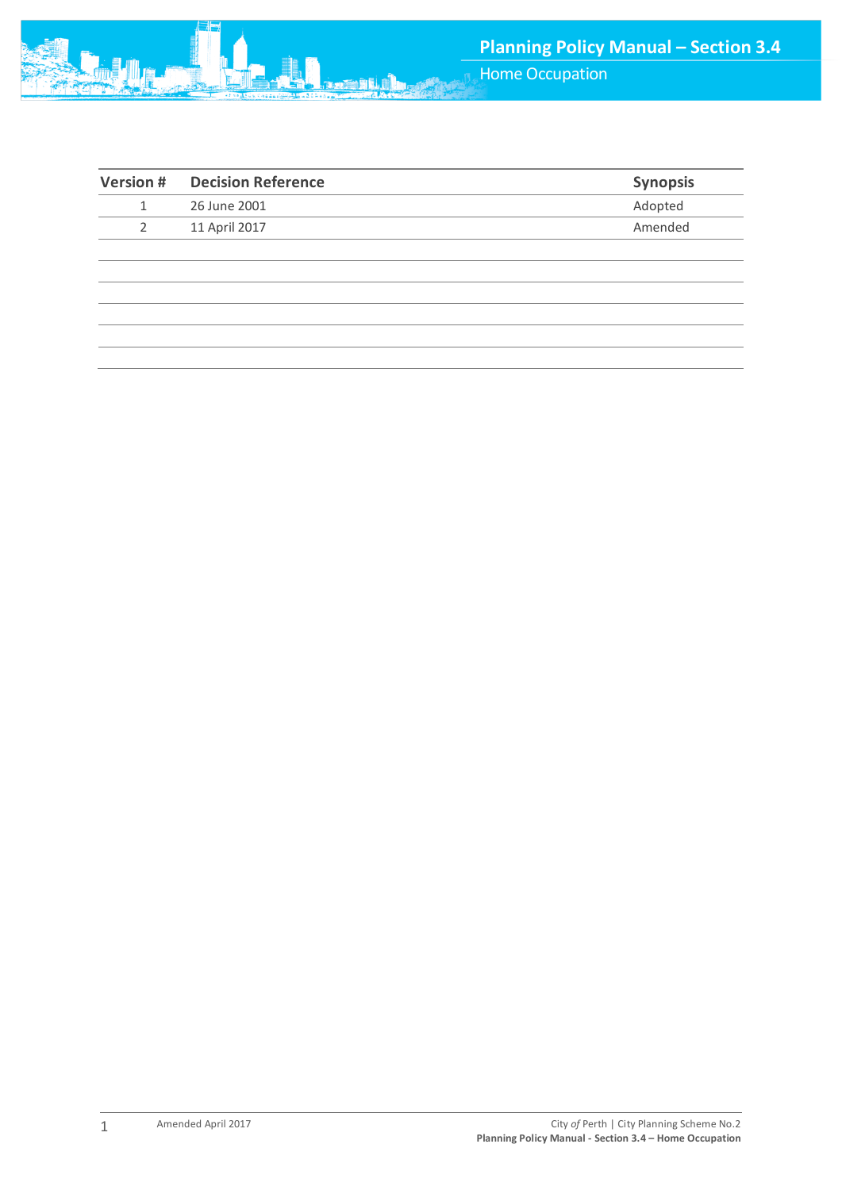| Version # | Decision Reference | Synopsis |
|---|---|---|
| 1 | 26 June 2001 | Adopted |
| 2 | 11 April 2017 | Amended |
| | | |
| | | |
| | | |
| | | |
| | | |
| | | |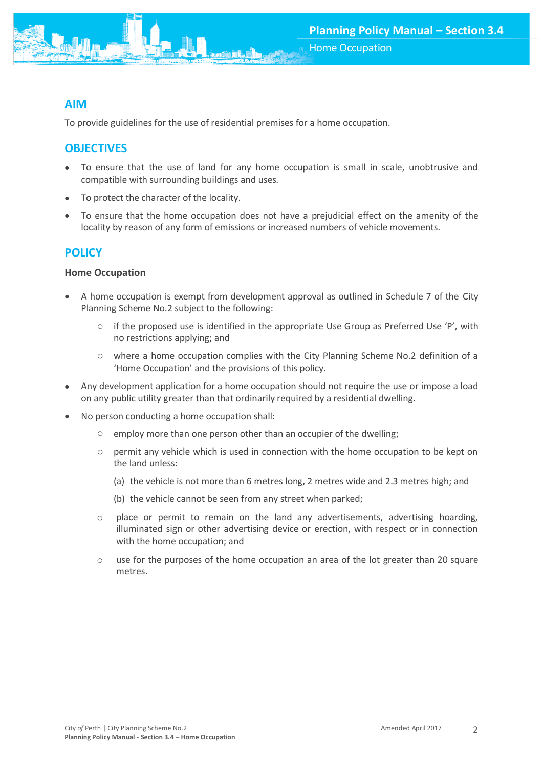## AIM

To provide guidelines for the use of residential premises for a home occupation.

## OBJECTIVES

- To ensure that the use of land for any home occupation is small in scale, unobtrusive and compatible with surrounding buildings and uses.
- To protect the character of the locality.
- To ensure that the home occupation does not have a prejudicial effect on the amenity of the locality by reason of any form of emissions or increased numbers of vehicle movements.

## POLICY

### Home Occupation

- A home occupation is exempt from development approval as outlined in Schedule 7 of the City Planning Scheme No.2 subject to the following:
  - if the proposed use is identified in the appropriate Use Group as Preferred Use 'P', with no restrictions applying; and
  - where a home occupation complies with the City Planning Scheme No.2 definition of a 'Home Occupation' and the provisions of this policy.
- Any development application for a home occupation should not require the use or impose a load on any public utility greater than that ordinarily required by a residential dwelling.
- No person conducting a home occupation shall:
  - employ more than one person other than an occupier of the dwelling;
  - permit any vehicle which is used in connection with the home occupation to be kept on the land unless:

    (a) the vehicle is not more than 6 metres long, 2 metres wide and 2.3 metres high; and

    (b) the vehicle cannot be seen from any street when parked;
  - place or permit to remain on the land any advertisements, advertising hoarding, illuminated sign or other advertising device or erection, with respect or in connection with the home occupation; and
  - use for the purposes of the home occupation an area of the lot greater than 20 square metres.